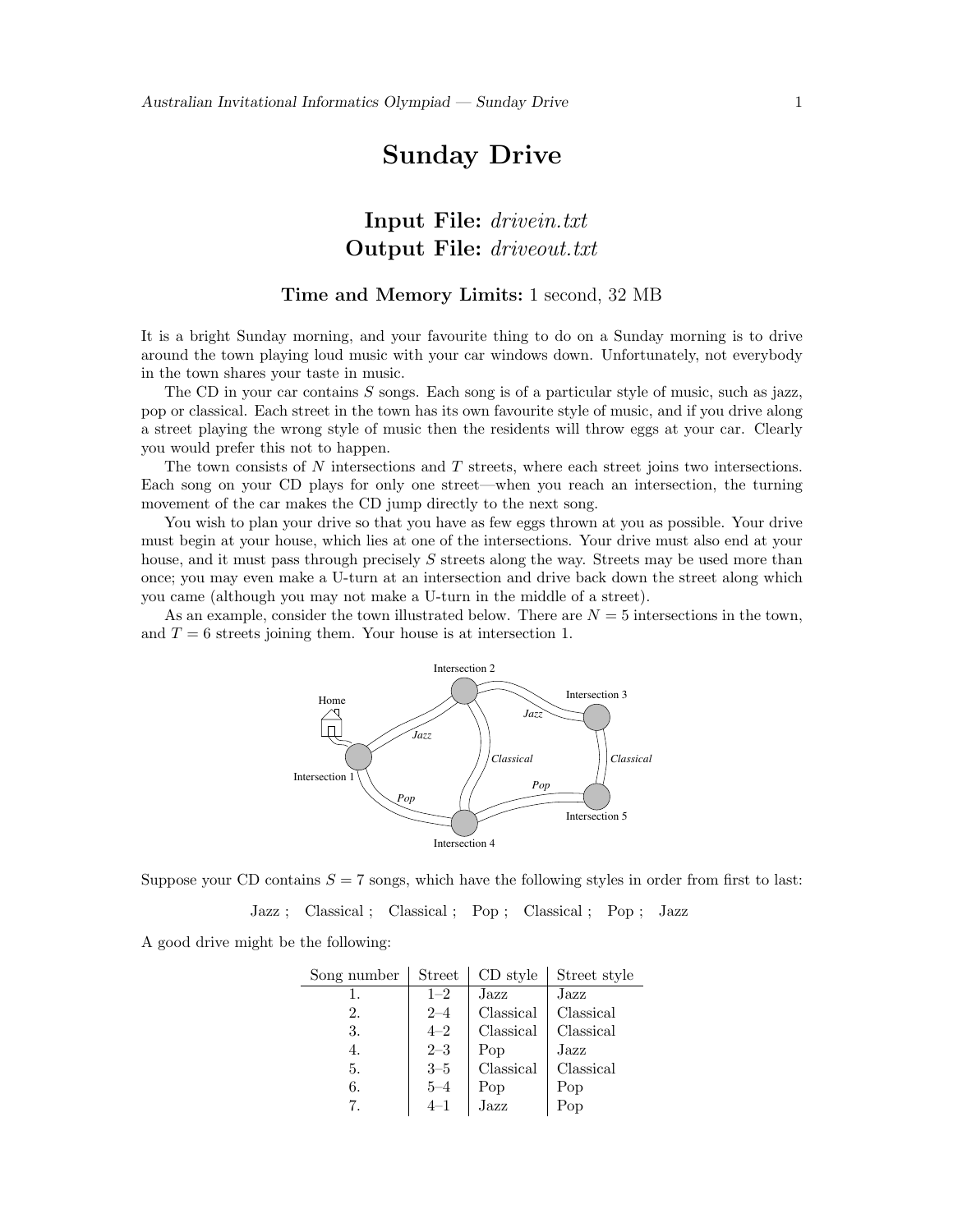# Sunday Drive

**Input File:** *drivein.txt*
**Output File:** *driveout.txt*

### Time and Memory Limits: 1 second, 32 MB

It is a bright Sunday morning, and your favourite thing to do on a Sunday morning is to drive around the town playing loud music with your car windows down. Unfortunately, not everybody in the town shares your taste in music.

The CD in your car contains $S$ songs. Each song is of a particular style of music, such as jazz, pop or classical. Each street in the town has its own favourite style of music, and if you drive along a street playing the wrong style of music then the residents will throw eggs at your car. Clearly you would prefer this not to happen.

The town consists of $N$ intersections and $T$ streets, where each street joins two intersections. Each song on your CD plays for only one street—when you reach an intersection, the turning movement of the car makes the CD jump directly to the next song.

You wish to plan your drive so that you have as few eggs thrown at you as possible. Your drive must begin at your house, which lies at one of the intersections. Your drive must also end at your house, and it must pass through precisely $S$ streets along the way. Streets may be used more than once; you may even make a U-turn at an intersection and drive back down the street along which you came (although you may not make a U-turn in the middle of a street).

As an example, consider the town illustrated below. There are $N = 5$ intersections in the town, and $T = 6$ streets joining them. Your house is at intersection 1.

Suppose your CD contains $S = 7$ songs, which have the following styles in order from first to last:

Jazz ; Classical ; Classical ; Pop ; Classical ; Pop ; Jazz

A good drive might be the following:

| Song number | Street | CD style | Street style |
|---|---|---|---|
| 1. | 1–2 | Jazz | Jazz |
| 2. | 2–4 | Classical | Classical |
| 3. | 4–2 | Classical | Classical |
| 4. | 2–3 | Pop | Jazz |
| 5. | 3–5 | Classical | Classical |
| 6. | 5–4 | Pop | Pop |
| 7. | 4–1 | Jazz | Pop |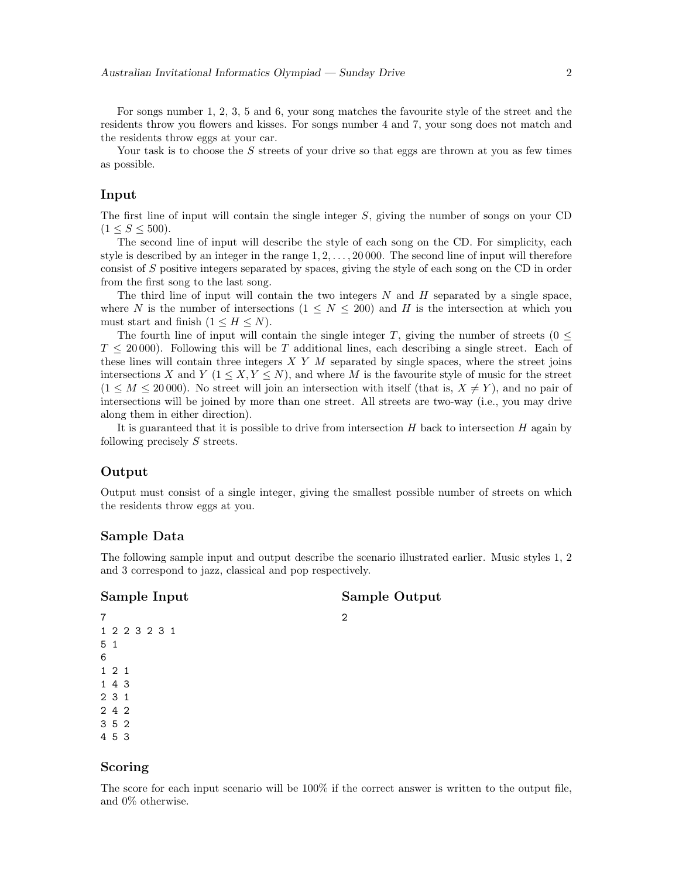For songs number 1, 2, 3, 5 and 6, your song matches the favourite style of the street and the residents throw you flowers and kisses. For songs number 4 and 7, your song does not match and the residents throw eggs at your car.

Your task is to choose the $S$ streets of your drive so that eggs are thrown at you as few times as possible.

## Input

The first line of input will contain the single integer $S$, giving the number of songs on your CD ($1 \leq S \leq 500$).

The second line of input will describe the style of each song on the CD. For simplicity, each style is described by an integer in the range $1, 2, \ldots, 20\,000$. The second line of input will therefore consist of $S$ positive integers separated by spaces, giving the style of each song on the CD in order from the first song to the last song.

The third line of input will contain the two integers $N$ and $H$ separated by a single space, where $N$ is the number of intersections ($1 \leq N \leq 200$) and $H$ is the intersection at which you must start and finish ($1 \leq H \leq N$).

The fourth line of input will contain the single integer $T$, giving the number of streets ($0 \leq T \leq 20\,000$). Following this will be $T$ additional lines, each describing a single street. Each of these lines will contain three integers $X$ $Y$ $M$ separated by single spaces, where the street joins intersections $X$ and $Y$ ($1 \leq X, Y \leq N$), and where $M$ is the favourite style of music for the street ($1 \leq M \leq 20\,000$). No street will join an intersection with itself (that is, $X \neq Y$), and no pair of intersections will be joined by more than one street. All streets are two-way (i.e., you may drive along them in either direction).

It is guaranteed that it is possible to drive from intersection $H$ back to intersection $H$ again by following precisely $S$ streets.

## Output

Output must consist of a single integer, giving the smallest possible number of streets on which the residents throw eggs at you.

## Sample Data

The following sample input and output describe the scenario illustrated earlier. Music styles 1, 2 and 3 correspond to jazz, classical and pop respectively.

### Sample Input

```
7
1 2 2 3 2 3 1
5 1
6
1 2 1
1 4 3
2 3 1
2 4 2
3 5 2
4 5 3
```

### Sample Output

```
2
```

## Scoring

The score for each input scenario will be 100% if the correct answer is written to the output file, and 0% otherwise.